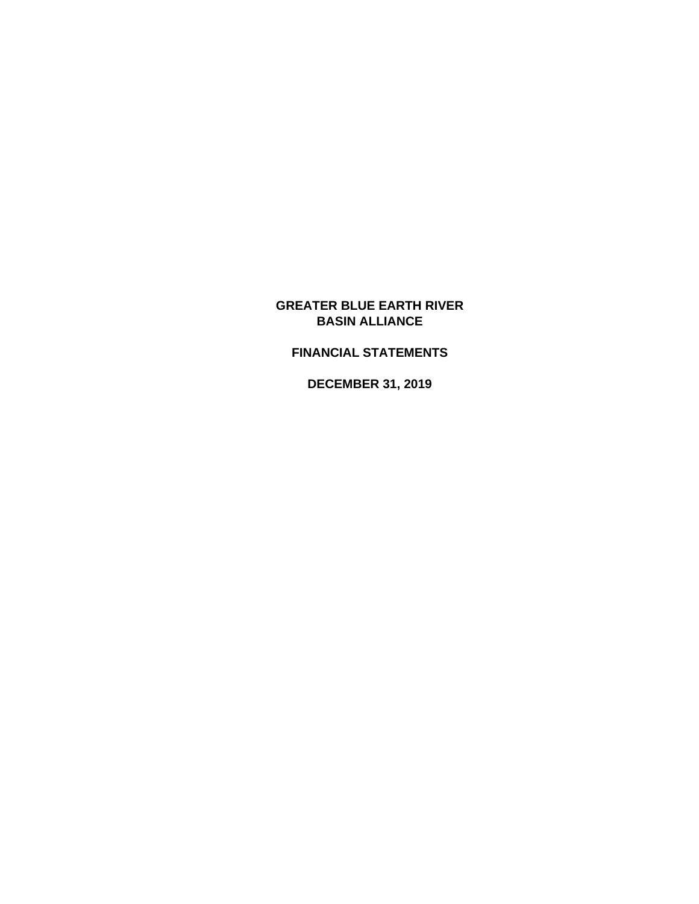# GREATER BLUE EARTH RIVER BASIN ALLIANCE

## FINANCIAL STATEMENTS

## DECEMBER 31, 2019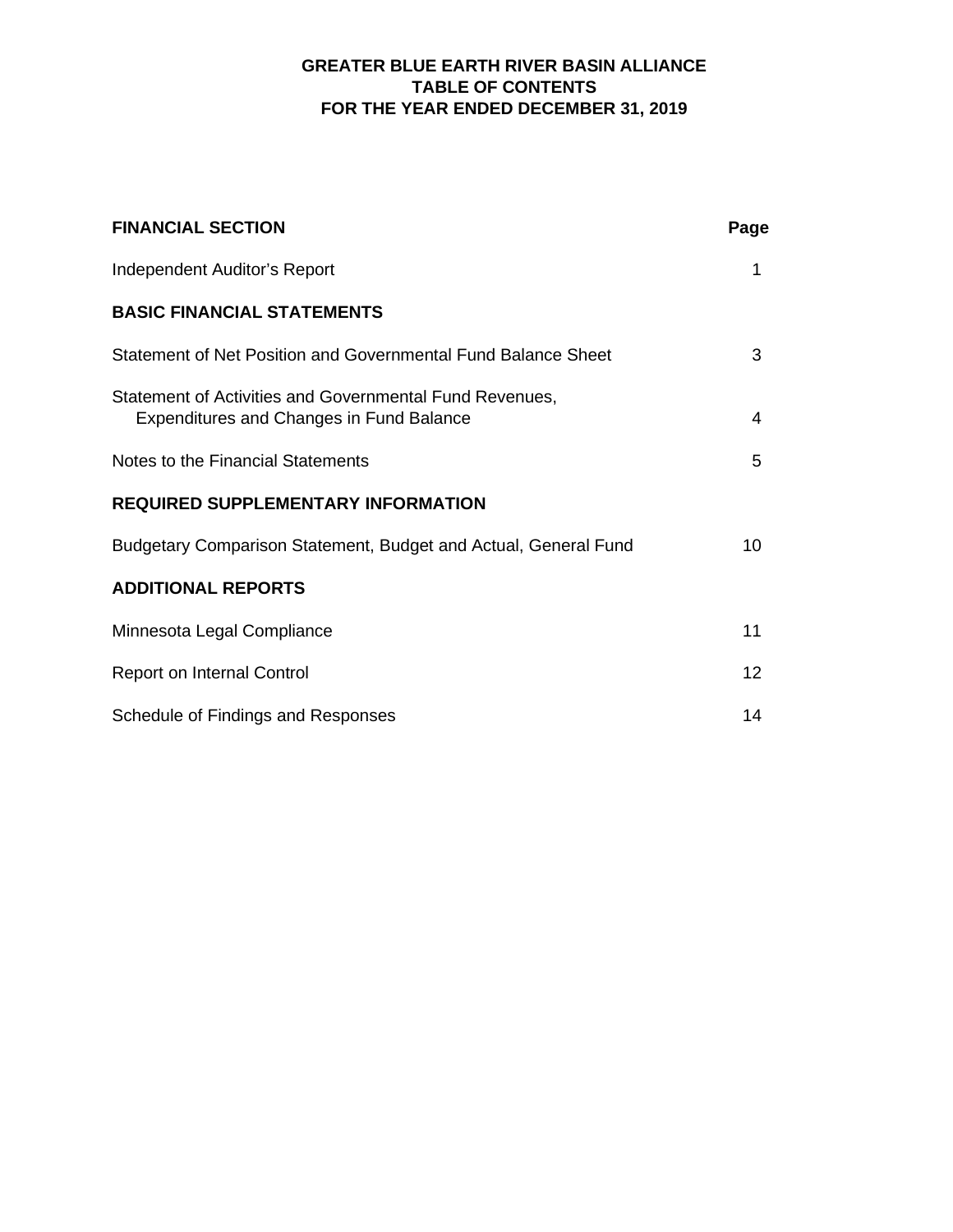# GREATER BLUE EARTH RIVER BASIN ALLIANCE
## TABLE OF CONTENTS
## FOR THE YEAR ENDED DECEMBER 31, 2019

| **FINANCIAL SECTION** | **Page** |
|---|---|
| Independent Auditor's Report | 1 |
| **BASIC FINANCIAL STATEMENTS** | |
| Statement of Net Position and Governmental Fund Balance Sheet | 3 |
| Statement of Activities and Governmental Fund Revenues, Expenditures and Changes in Fund Balance | 4 |
| Notes to the Financial Statements | 5 |
| **REQUIRED SUPPLEMENTARY INFORMATION** | |
| Budgetary Comparison Statement, Budget and Actual, General Fund | 10 |
| **ADDITIONAL REPORTS** | |
| Minnesota Legal Compliance | 11 |
| Report on Internal Control | 12 |
| Schedule of Findings and Responses | 14 |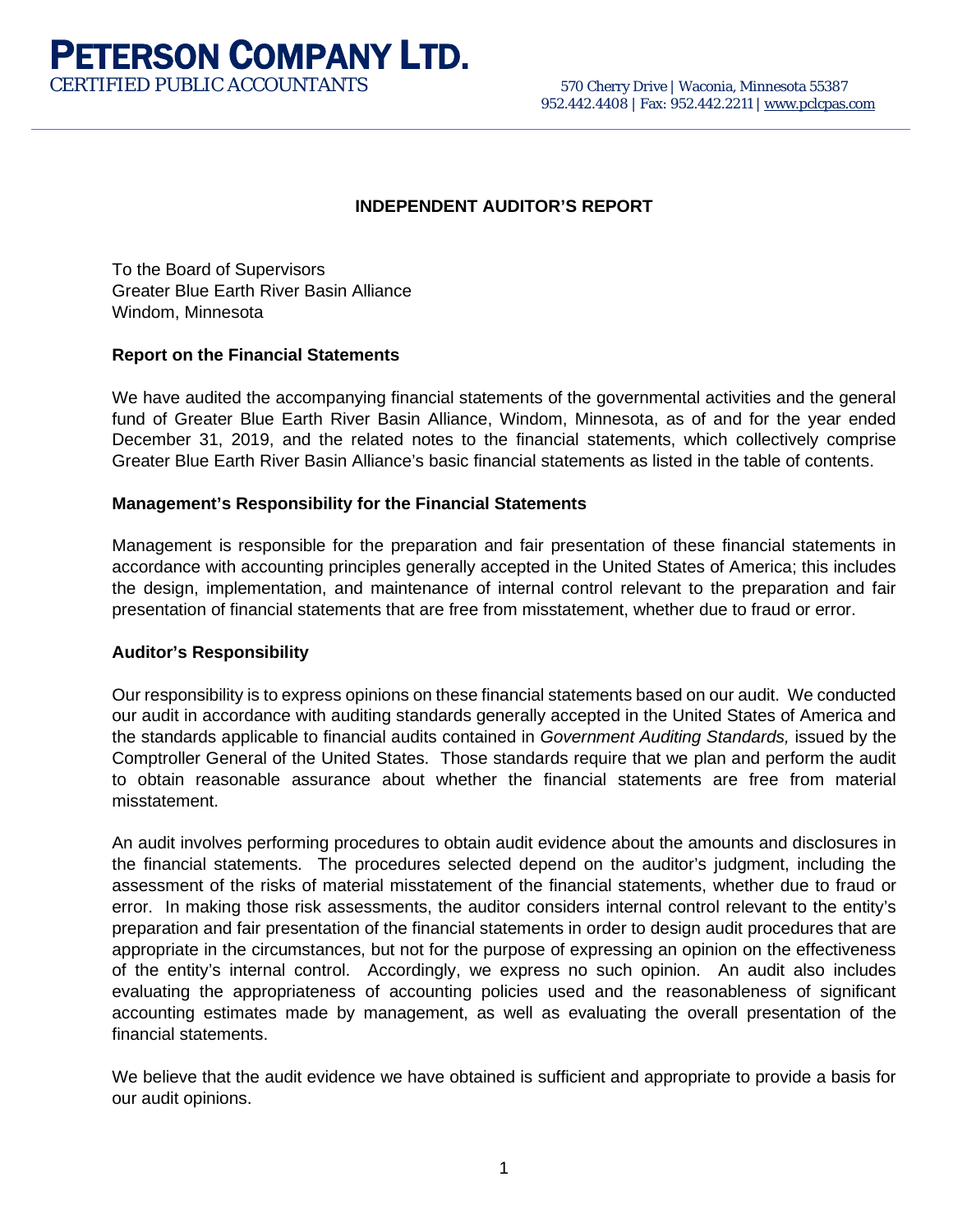# PETERSON COMPANY LTD.

CERTIFIED PUBLIC ACCOUNTANTS

570 Cherry Drive | Waconia, Minnesota 55387
952.442.4408 | Fax: 952.442.2211 | www.pclcpas.com

## INDEPENDENT AUDITOR'S REPORT

To the Board of Supervisors
Greater Blue Earth River Basin Alliance
Windom, Minnesota

### Report on the Financial Statements

We have audited the accompanying financial statements of the governmental activities and the general fund of Greater Blue Earth River Basin Alliance, Windom, Minnesota, as of and for the year ended December 31, 2019, and the related notes to the financial statements, which collectively comprise Greater Blue Earth River Basin Alliance's basic financial statements as listed in the table of contents.

### Management's Responsibility for the Financial Statements

Management is responsible for the preparation and fair presentation of these financial statements in accordance with accounting principles generally accepted in the United States of America; this includes the design, implementation, and maintenance of internal control relevant to the preparation and fair presentation of financial statements that are free from misstatement, whether due to fraud or error.

### Auditor's Responsibility

Our responsibility is to express opinions on these financial statements based on our audit. We conducted our audit in accordance with auditing standards generally accepted in the United States of America and the standards applicable to financial audits contained in *Government Auditing Standards,* issued by the Comptroller General of the United States. Those standards require that we plan and perform the audit to obtain reasonable assurance about whether the financial statements are free from material misstatement.

An audit involves performing procedures to obtain audit evidence about the amounts and disclosures in the financial statements. The procedures selected depend on the auditor's judgment, including the assessment of the risks of material misstatement of the financial statements, whether due to fraud or error. In making those risk assessments, the auditor considers internal control relevant to the entity's preparation and fair presentation of the financial statements in order to design audit procedures that are appropriate in the circumstances, but not for the purpose of expressing an opinion on the effectiveness of the entity's internal control. Accordingly, we express no such opinion. An audit also includes evaluating the appropriateness of accounting policies used and the reasonableness of significant accounting estimates made by management, as well as evaluating the overall presentation of the financial statements.

We believe that the audit evidence we have obtained is sufficient and appropriate to provide a basis for our audit opinions.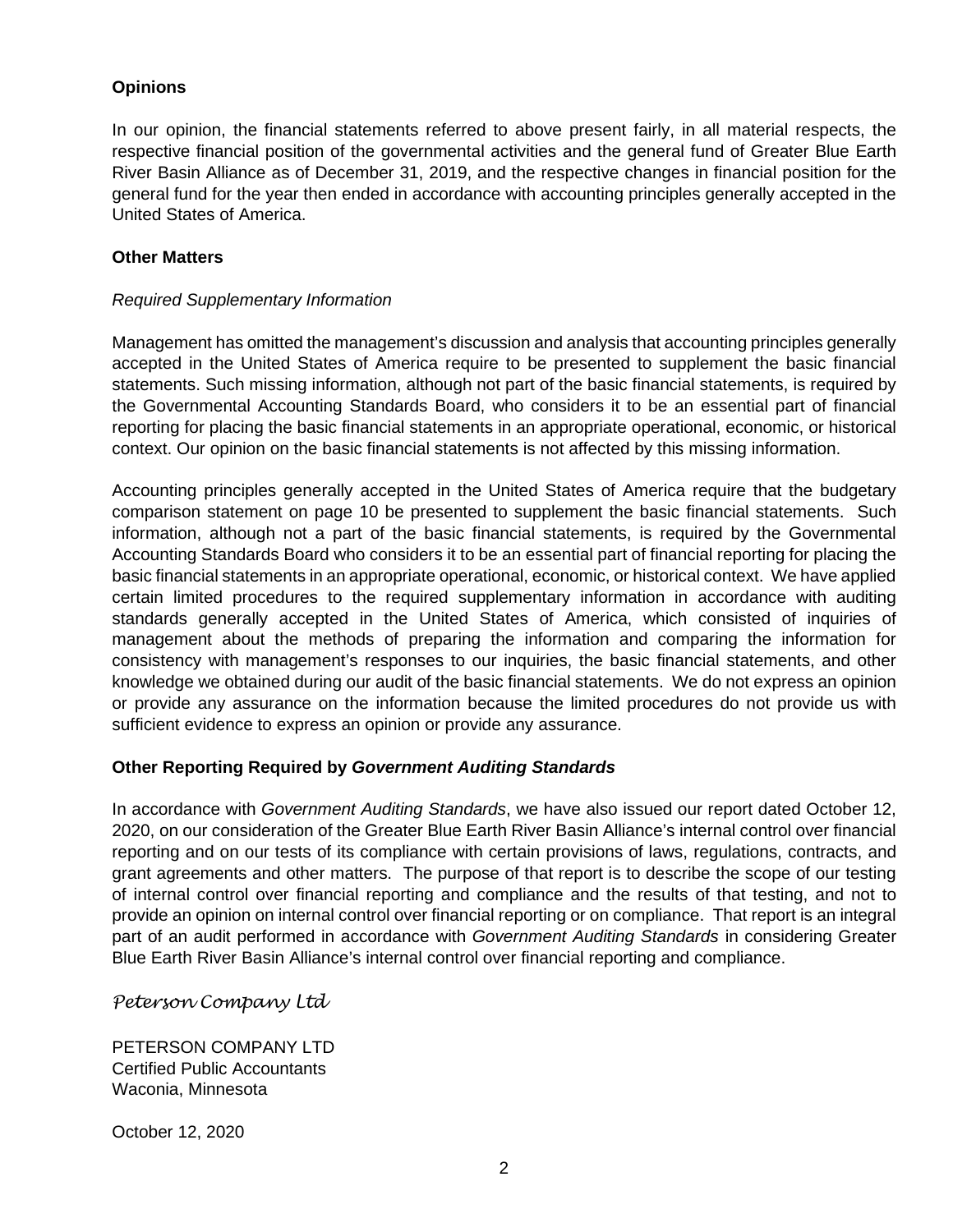### Opinions

In our opinion, the financial statements referred to above present fairly, in all material respects, the respective financial position of the governmental activities and the general fund of Greater Blue Earth River Basin Alliance as of December 31, 2019, and the respective changes in financial position for the general fund for the year then ended in accordance with accounting principles generally accepted in the United States of America.

### Other Matters

*Required Supplementary Information*

Management has omitted the management's discussion and analysis that accounting principles generally accepted in the United States of America require to be presented to supplement the basic financial statements. Such missing information, although not part of the basic financial statements, is required by the Governmental Accounting Standards Board, who considers it to be an essential part of financial reporting for placing the basic financial statements in an appropriate operational, economic, or historical context. Our opinion on the basic financial statements is not affected by this missing information.

Accounting principles generally accepted in the United States of America require that the budgetary comparison statement on page 10 be presented to supplement the basic financial statements. Such information, although not a part of the basic financial statements, is required by the Governmental Accounting Standards Board who considers it to be an essential part of financial reporting for placing the basic financial statements in an appropriate operational, economic, or historical context. We have applied certain limited procedures to the required supplementary information in accordance with auditing standards generally accepted in the United States of America, which consisted of inquiries of management about the methods of preparing the information and comparing the information for consistency with management's responses to our inquiries, the basic financial statements, and other knowledge we obtained during our audit of the basic financial statements. We do not express an opinion or provide any assurance on the information because the limited procedures do not provide us with sufficient evidence to express an opinion or provide any assurance.

### Other Reporting Required by *Government Auditing Standards*

In accordance with *Government Auditing Standards*, we have also issued our report dated October 12, 2020, on our consideration of the Greater Blue Earth River Basin Alliance's internal control over financial reporting and on our tests of its compliance with certain provisions of laws, regulations, contracts, and grant agreements and other matters. The purpose of that report is to describe the scope of our testing of internal control over financial reporting and compliance and the results of that testing, and not to provide an opinion on internal control over financial reporting or on compliance. That report is an integral part of an audit performed in accordance with *Government Auditing Standards* in considering Greater Blue Earth River Basin Alliance's internal control over financial reporting and compliance.

*Peterson Company Ltd*

PETERSON COMPANY LTD
Certified Public Accountants
Waconia, Minnesota

October 12, 2020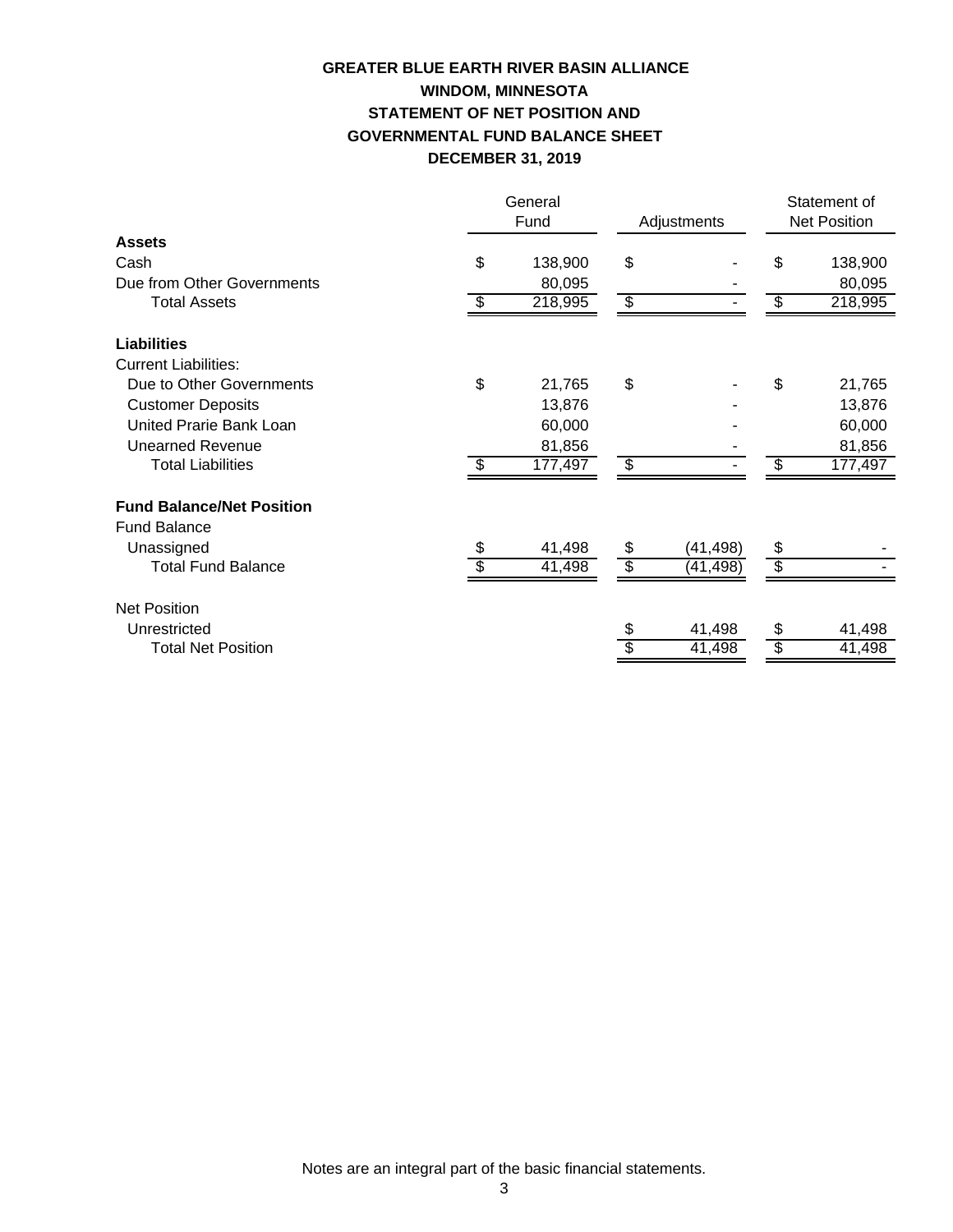# GREATER BLUE EARTH RIVER BASIN ALLIANCE
## WINDOM, MINNESOTA
## STATEMENT OF NET POSITION AND
## GOVERNMENTAL FUND BALANCE SHEET
## DECEMBER 31, 2019

| | General Fund | Adjustments | Statement of Net Position |
|---|---|---|---|
| **Assets** | | | |
| Cash | $ 138,900 | $ - | $ 138,900 |
| Due from Other Governments | 80,095 | - | 80,095 |
| Total Assets | $ 218,995 | $ - | $ 218,995 |
| **Liabilities** | | | |
| Current Liabilities: | | | |
| Due to Other Governments | $ 21,765 | $ - | $ 21,765 |
| Customer Deposits | 13,876 | - | 13,876 |
| United Prarie Bank Loan | 60,000 | - | 60,000 |
| Unearned Revenue | 81,856 | - | 81,856 |
| Total Liabilities | $ 177,497 | $ - | $ 177,497 |
| **Fund Balance/Net Position** | | | |
| Fund Balance | | | |
| Unassigned | $ 41,498 | $ (41,498) | $ - |
| Total Fund Balance | $ 41,498 | $ (41,498) | $ - |
| Net Position | | | |
| Unrestricted | | $ 41,498 | $ 41,498 |
| Total Net Position | | $ 41,498 | $ 41,498 |

Notes are an integral part of the basic financial statements.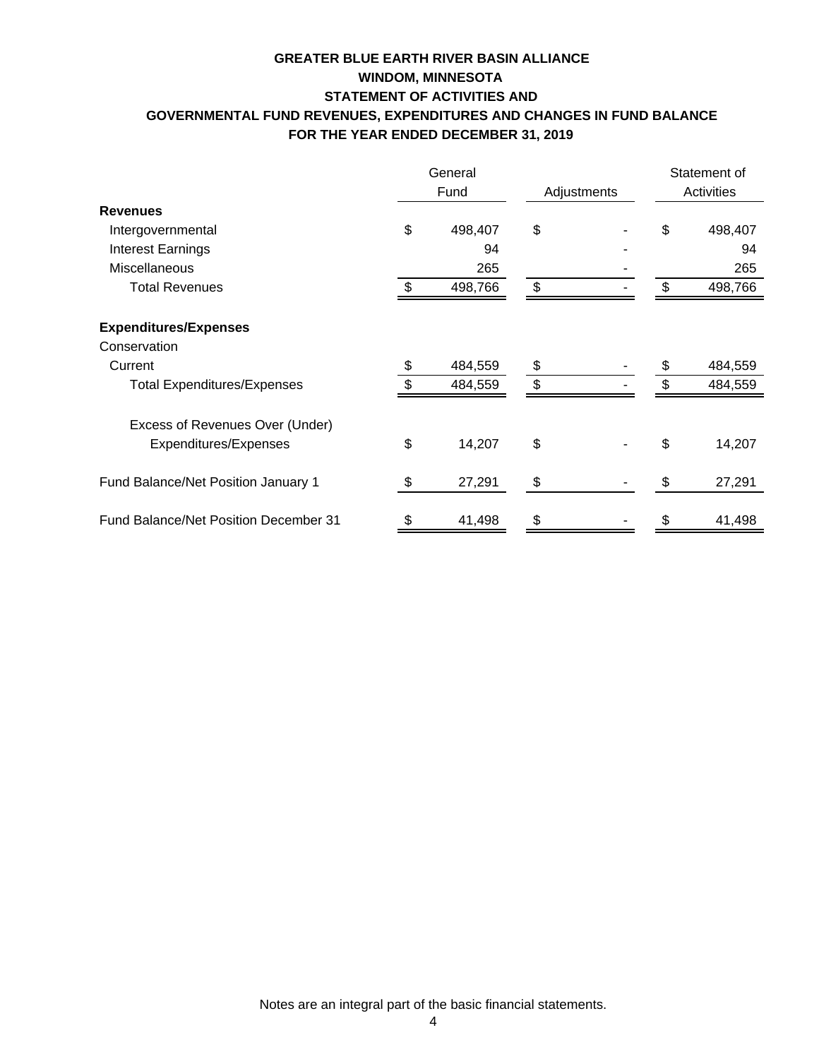# GREATER BLUE EARTH RIVER BASIN ALLIANCE
## WINDOM, MINNESOTA
## STATEMENT OF ACTIVITIES AND
## GOVERNMENTAL FUND REVENUES, EXPENDITURES AND CHANGES IN FUND BALANCE
## FOR THE YEAR ENDED DECEMBER 31, 2019

| | General Fund | Adjustments | Statement of Activities |
|---|---|---|---|
| **Revenues** | | | |
| Intergovernmental | $ 498,407 | $ - | $ 498,407 |
| Interest Earnings | 94 | - | 94 |
| Miscellaneous | 265 | - | 265 |
| Total Revenues | $ 498,766 | $ - | $ 498,766 |
| **Expenditures/Expenses** | | | |
| Conservation | | | |
| Current | $ 484,559 | $ - | $ 484,559 |
| Total Expenditures/Expenses | $ 484,559 | $ - | $ 484,559 |
| Excess of Revenues Over (Under) Expenditures/Expenses | $ 14,207 | $ - | $ 14,207 |
| Fund Balance/Net Position January 1 | $ 27,291 | $ - | $ 27,291 |
| Fund Balance/Net Position December 31 | $ 41,498 | $ - | $ 41,498 |

Notes are an integral part of the basic financial statements.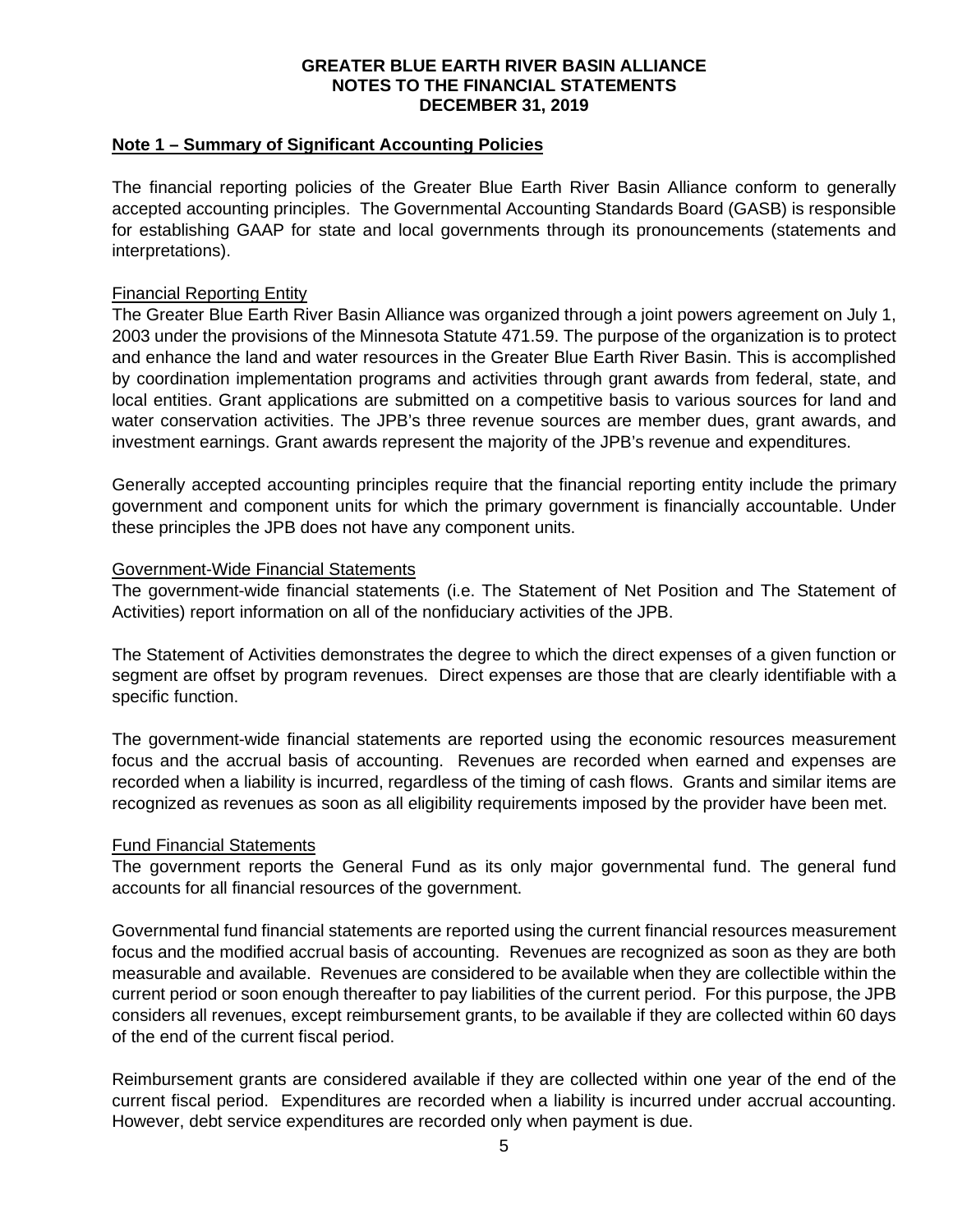# GREATER BLUE EARTH RIVER BASIN ALLIANCE
## NOTES TO THE FINANCIAL STATEMENTS
## DECEMBER 31, 2019

**Note 1 – Summary of Significant Accounting Policies**

The financial reporting policies of the Greater Blue Earth River Basin Alliance conform to generally accepted accounting principles. The Governmental Accounting Standards Board (GASB) is responsible for establishing GAAP for state and local governments through its pronouncements (statements and interpretations).

Financial Reporting Entity

The Greater Blue Earth River Basin Alliance was organized through a joint powers agreement on July 1, 2003 under the provisions of the Minnesota Statute 471.59. The purpose of the organization is to protect and enhance the land and water resources in the Greater Blue Earth River Basin. This is accomplished by coordination implementation programs and activities through grant awards from federal, state, and local entities. Grant applications are submitted on a competitive basis to various sources for land and water conservation activities. The JPB's three revenue sources are member dues, grant awards, and investment earnings. Grant awards represent the majority of the JPB's revenue and expenditures.

Generally accepted accounting principles require that the financial reporting entity include the primary government and component units for which the primary government is financially accountable. Under these principles the JPB does not have any component units.

Government-Wide Financial Statements

The government-wide financial statements (i.e. The Statement of Net Position and The Statement of Activities) report information on all of the nonfiduciary activities of the JPB.

The Statement of Activities demonstrates the degree to which the direct expenses of a given function or segment are offset by program revenues. Direct expenses are those that are clearly identifiable with a specific function.

The government-wide financial statements are reported using the economic resources measurement focus and the accrual basis of accounting. Revenues are recorded when earned and expenses are recorded when a liability is incurred, regardless of the timing of cash flows. Grants and similar items are recognized as revenues as soon as all eligibility requirements imposed by the provider have been met.

Fund Financial Statements

The government reports the General Fund as its only major governmental fund. The general fund accounts for all financial resources of the government.

Governmental fund financial statements are reported using the current financial resources measurement focus and the modified accrual basis of accounting. Revenues are recognized as soon as they are both measurable and available. Revenues are considered to be available when they are collectible within the current period or soon enough thereafter to pay liabilities of the current period. For this purpose, the JPB considers all revenues, except reimbursement grants, to be available if they are collected within 60 days of the end of the current fiscal period.

Reimbursement grants are considered available if they are collected within one year of the end of the current fiscal period. Expenditures are recorded when a liability is incurred under accrual accounting. However, debt service expenditures are recorded only when payment is due.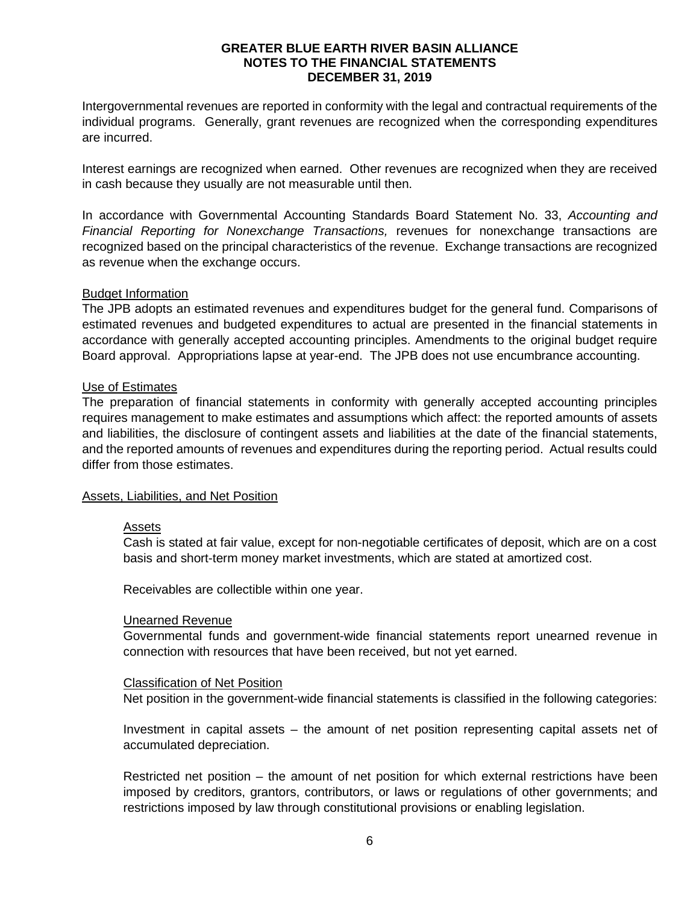Intergovernmental revenues are reported in conformity with the legal and contractual requirements of the individual programs. Generally, grant revenues are recognized when the corresponding expenditures are incurred.

Interest earnings are recognized when earned. Other revenues are recognized when they are received in cash because they usually are not measurable until then.

In accordance with Governmental Accounting Standards Board Statement No. 33, *Accounting and Financial Reporting for Nonexchange Transactions,* revenues for nonexchange transactions are recognized based on the principal characteristics of the revenue. Exchange transactions are recognized as revenue when the exchange occurs.

### Budget Information

The JPB adopts an estimated revenues and expenditures budget for the general fund. Comparisons of estimated revenues and budgeted expenditures to actual are presented in the financial statements in accordance with generally accepted accounting principles. Amendments to the original budget require Board approval. Appropriations lapse at year-end. The JPB does not use encumbrance accounting.

### Use of Estimates

The preparation of financial statements in conformity with generally accepted accounting principles requires management to make estimates and assumptions which affect: the reported amounts of assets and liabilities, the disclosure of contingent assets and liabilities at the date of the financial statements, and the reported amounts of revenues and expenditures during the reporting period. Actual results could differ from those estimates.

### Assets, Liabilities, and Net Position

#### Assets

Cash is stated at fair value, except for non-negotiable certificates of deposit, which are on a cost basis and short-term money market investments, which are stated at amortized cost.

Receivables are collectible within one year.

#### Unearned Revenue

Governmental funds and government-wide financial statements report unearned revenue in connection with resources that have been received, but not yet earned.

#### Classification of Net Position

Net position in the government-wide financial statements is classified in the following categories:

Investment in capital assets – the amount of net position representing capital assets net of accumulated depreciation.

Restricted net position – the amount of net position for which external restrictions have been imposed by creditors, grantors, contributors, or laws or regulations of other governments; and restrictions imposed by law through constitutional provisions or enabling legislation.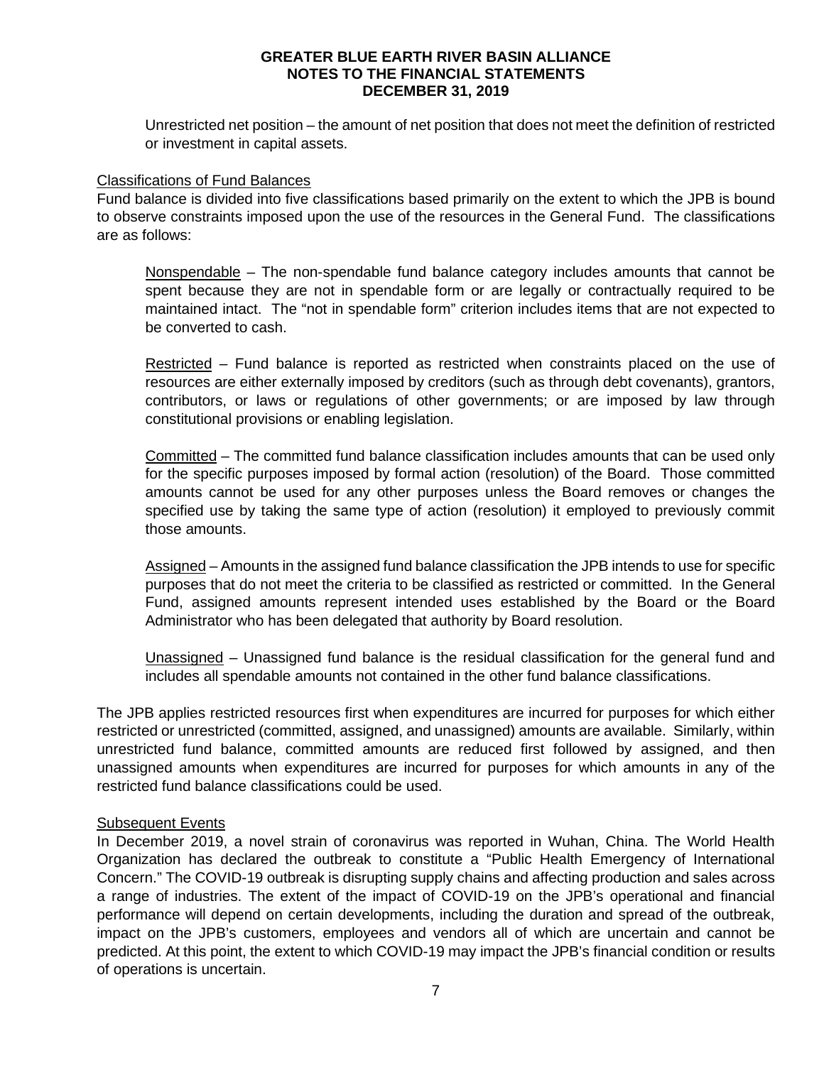Unrestricted net position – the amount of net position that does not meet the definition of restricted or investment in capital assets.

Classifications of Fund Balances

Fund balance is divided into five classifications based primarily on the extent to which the JPB is bound to observe constraints imposed upon the use of the resources in the General Fund. The classifications are as follows:

Nonspendable – The non-spendable fund balance category includes amounts that cannot be spent because they are not in spendable form or are legally or contractually required to be maintained intact. The "not in spendable form" criterion includes items that are not expected to be converted to cash.

Restricted – Fund balance is reported as restricted when constraints placed on the use of resources are either externally imposed by creditors (such as through debt covenants), grantors, contributors, or laws or regulations of other governments; or are imposed by law through constitutional provisions or enabling legislation.

Committed – The committed fund balance classification includes amounts that can be used only for the specific purposes imposed by formal action (resolution) of the Board. Those committed amounts cannot be used for any other purposes unless the Board removes or changes the specified use by taking the same type of action (resolution) it employed to previously commit those amounts.

Assigned – Amounts in the assigned fund balance classification the JPB intends to use for specific purposes that do not meet the criteria to be classified as restricted or committed. In the General Fund, assigned amounts represent intended uses established by the Board or the Board Administrator who has been delegated that authority by Board resolution.

Unassigned – Unassigned fund balance is the residual classification for the general fund and includes all spendable amounts not contained in the other fund balance classifications.

The JPB applies restricted resources first when expenditures are incurred for purposes for which either restricted or unrestricted (committed, assigned, and unassigned) amounts are available. Similarly, within unrestricted fund balance, committed amounts are reduced first followed by assigned, and then unassigned amounts when expenditures are incurred for purposes for which amounts in any of the restricted fund balance classifications could be used.

Subsequent Events

In December 2019, a novel strain of coronavirus was reported in Wuhan, China. The World Health Organization has declared the outbreak to constitute a "Public Health Emergency of International Concern." The COVID-19 outbreak is disrupting supply chains and affecting production and sales across a range of industries. The extent of the impact of COVID-19 on the JPB's operational and financial performance will depend on certain developments, including the duration and spread of the outbreak, impact on the JPB's customers, employees and vendors all of which are uncertain and cannot be predicted. At this point, the extent to which COVID-19 may impact the JPB's financial condition or results of operations is uncertain.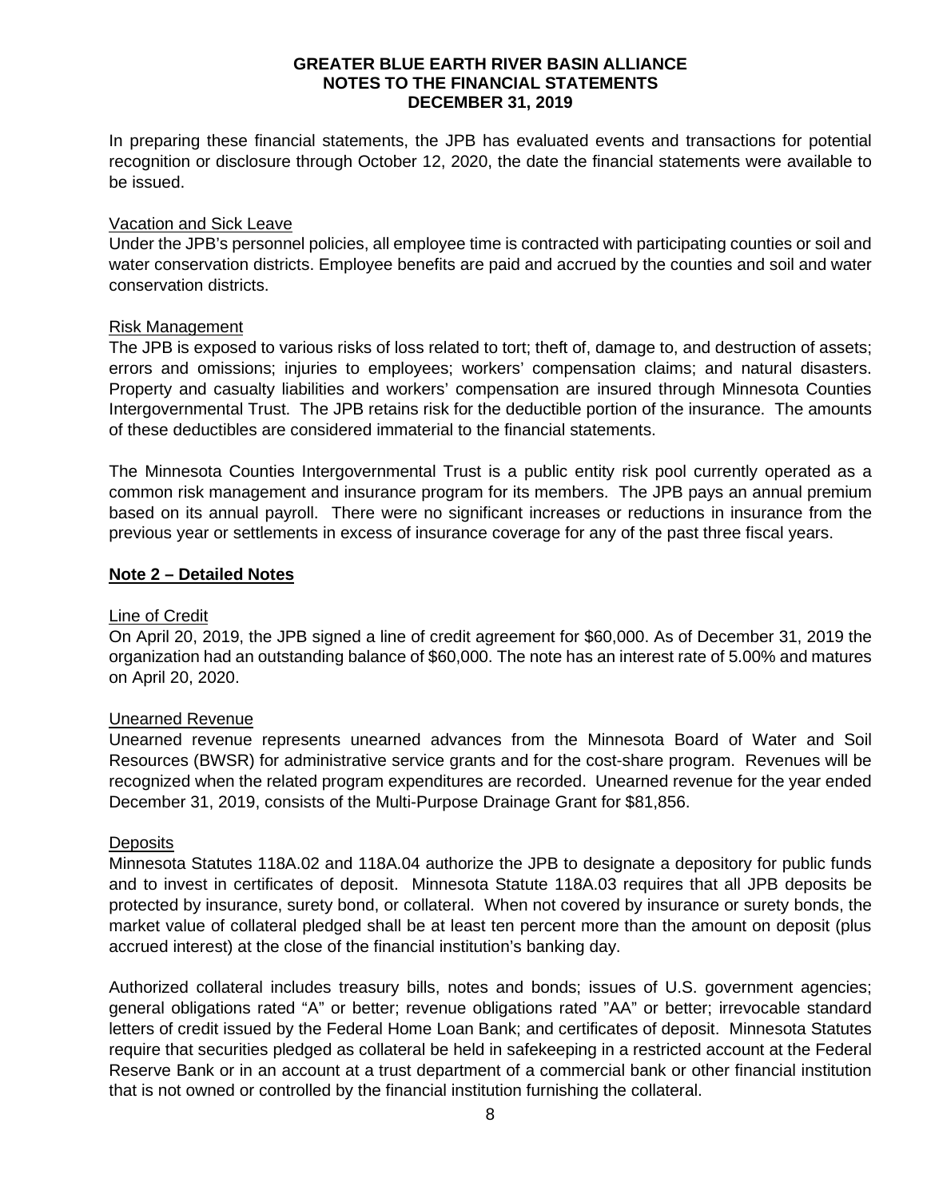In preparing these financial statements, the JPB has evaluated events and transactions for potential recognition or disclosure through October 12, 2020, the date the financial statements were available to be issued.

Vacation and Sick Leave

Under the JPB's personnel policies, all employee time is contracted with participating counties or soil and water conservation districts. Employee benefits are paid and accrued by the counties and soil and water conservation districts.

Risk Management

The JPB is exposed to various risks of loss related to tort; theft of, damage to, and destruction of assets; errors and omissions; injuries to employees; workers' compensation claims; and natural disasters. Property and casualty liabilities and workers' compensation are insured through Minnesota Counties Intergovernmental Trust. The JPB retains risk for the deductible portion of the insurance. The amounts of these deductibles are considered immaterial to the financial statements.

The Minnesota Counties Intergovernmental Trust is a public entity risk pool currently operated as a common risk management and insurance program for its members. The JPB pays an annual premium based on its annual payroll. There were no significant increases or reductions in insurance from the previous year or settlements in excess of insurance coverage for any of the past three fiscal years.

## Note 2 – Detailed Notes

Line of Credit

On April 20, 2019, the JPB signed a line of credit agreement for $60,000. As of December 31, 2019 the organization had an outstanding balance of $60,000. The note has an interest rate of 5.00% and matures on April 20, 2020.

Unearned Revenue

Unearned revenue represents unearned advances from the Minnesota Board of Water and Soil Resources (BWSR) for administrative service grants and for the cost-share program. Revenues will be recognized when the related program expenditures are recorded. Unearned revenue for the year ended December 31, 2019, consists of the Multi-Purpose Drainage Grant for $81,856.

Deposits

Minnesota Statutes 118A.02 and 118A.04 authorize the JPB to designate a depository for public funds and to invest in certificates of deposit. Minnesota Statute 118A.03 requires that all JPB deposits be protected by insurance, surety bond, or collateral. When not covered by insurance or surety bonds, the market value of collateral pledged shall be at least ten percent more than the amount on deposit (plus accrued interest) at the close of the financial institution's banking day.

Authorized collateral includes treasury bills, notes and bonds; issues of U.S. government agencies; general obligations rated "A" or better; revenue obligations rated "AA" or better; irrevocable standard letters of credit issued by the Federal Home Loan Bank; and certificates of deposit. Minnesota Statutes require that securities pledged as collateral be held in safekeeping in a restricted account at the Federal Reserve Bank or in an account at a trust department of a commercial bank or other financial institution that is not owned or controlled by the financial institution furnishing the collateral.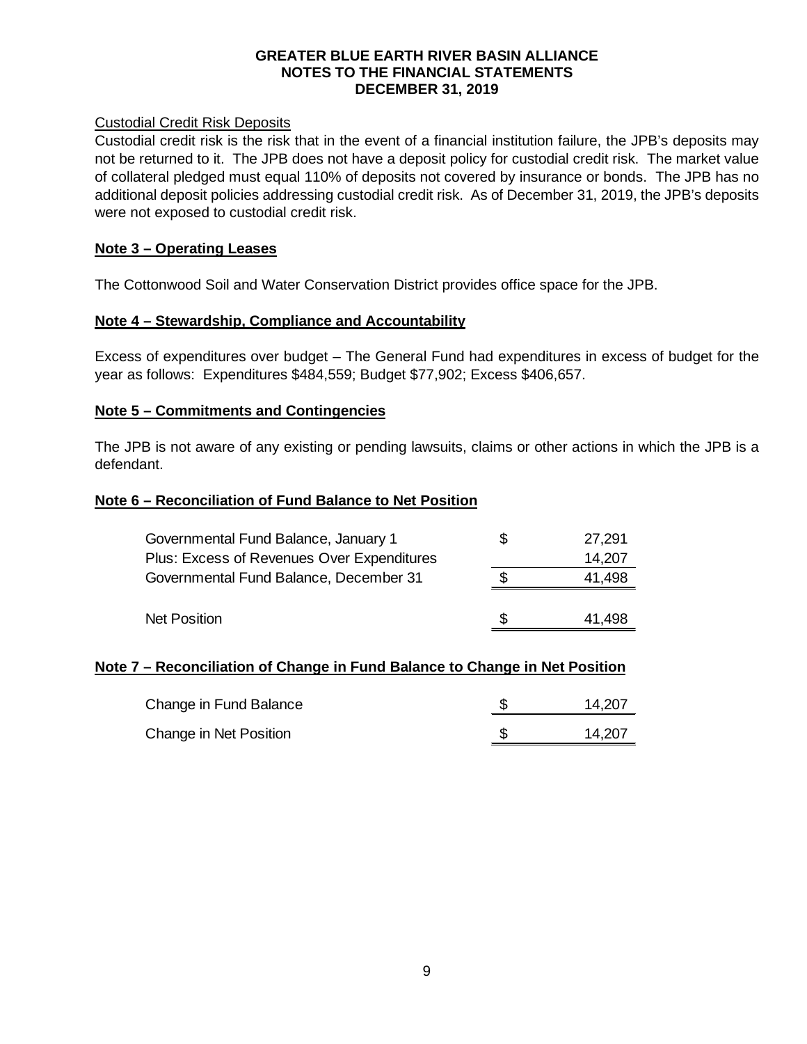Custodial Credit Risk Deposits

Custodial credit risk is the risk that in the event of a financial institution failure, the JPB's deposits may not be returned to it. The JPB does not have a deposit policy for custodial credit risk. The market value of collateral pledged must equal 110% of deposits not covered by insurance or bonds. The JPB has no additional deposit policies addressing custodial credit risk. As of December 31, 2019, the JPB's deposits were not exposed to custodial credit risk.

**Note 3 – Operating Leases**

The Cottonwood Soil and Water Conservation District provides office space for the JPB.

**Note 4 – Stewardship, Compliance and Accountability**

Excess of expenditures over budget – The General Fund had expenditures in excess of budget for the year as follows: Expenditures $484,559; Budget $77,902; Excess $406,657.

**Note 5 – Commitments and Contingencies**

The JPB is not aware of any existing or pending lawsuits, claims or other actions in which the JPB is a defendant.

**Note 6 – Reconciliation of Fund Balance to Net Position**

| | | |
|---|---|---|
| Governmental Fund Balance, January 1 | $ | 27,291 |
| Plus: Excess of Revenues Over Expenditures | | 14,207 |
| Governmental Fund Balance, December 31 | $ | 41,498 |
| Net Position | $ | 41,498 |

**Note 7 – Reconciliation of Change in Fund Balance to Change in Net Position**

| | | |
|---|---|---|
| Change in Fund Balance | $ | 14,207 |
| Change in Net Position | $ | 14,207 |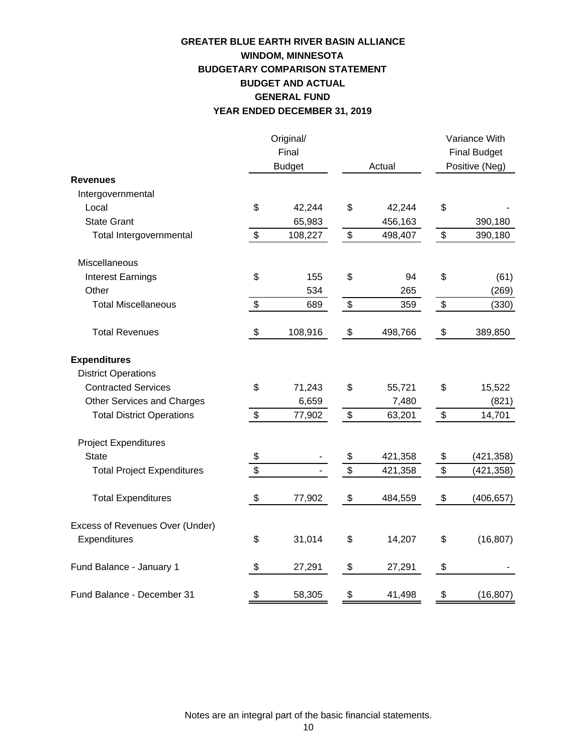# GREATER BLUE EARTH RIVER BASIN ALLIANCE
## WINDOM, MINNESOTA
## BUDGETARY COMPARISON STATEMENT
## BUDGET AND ACTUAL
## GENERAL FUND
## YEAR ENDED DECEMBER 31, 2019

| | Original/ Final Budget | Actual | Variance With Final Budget Positive (Neg) |
|---|---|---|---|
| **Revenues** | | | |
| Intergovernmental | | | |
| Local | $ 42,244 | $ 42,244 | $ - |
| State Grant | 65,983 | 456,163 | 390,180 |
| Total Intergovernmental | $ 108,227 | $ 498,407 | $ 390,180 |
| | | | |
| Miscellaneous | | | |
| Interest Earnings | $ 155 | $ 94 | $ (61) |
| Other | 534 | 265 | (269) |
| Total Miscellaneous | $ 689 | $ 359 | $ (330) |
| | | | |
| Total Revenues | $ 108,916 | $ 498,766 | $ 389,850 |
| | | | |
| **Expenditures** | | | |
| District Operations | | | |
| Contracted Services | $ 71,243 | $ 55,721 | $ 15,522 |
| Other Services and Charges | 6,659 | 7,480 | (821) |
| Total District Operations | $ 77,902 | $ 63,201 | $ 14,701 |
| | | | |
| Project Expenditures | | | |
| State | $ - | $ 421,358 | $ (421,358) |
| Total Project Expenditures | $ - | $ 421,358 | $ (421,358) |
| | | | |
| Total Expenditures | $ 77,902 | $ 484,559 | $ (406,657) |
| | | | |
| Excess of Revenues Over (Under) Expenditures | $ 31,014 | $ 14,207 | $ (16,807) |
| | | | |
| Fund Balance - January 1 | $ 27,291 | $ 27,291 | $ - |
| | | | |
| Fund Balance - December 31 | $ 58,305 | $ 41,498 | $ (16,807) |

Notes are an integral part of the basic financial statements.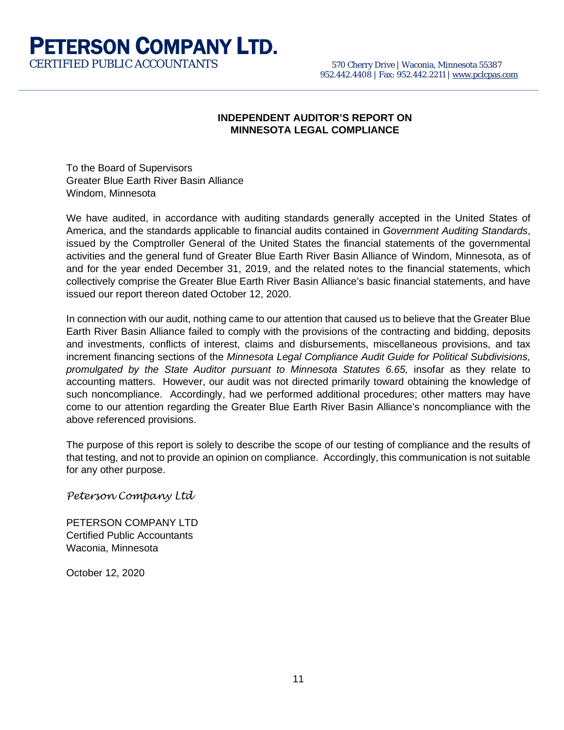# PETERSON COMPANY LTD.

CERTIFIED PUBLIC ACCOUNTANTS

570 Cherry Drive | Waconia, Minnesota 55387
952.442.4408 | Fax: 952.442.2211 | www.pclcpas.com

## INDEPENDENT AUDITOR'S REPORT ON MINNESOTA LEGAL COMPLIANCE

To the Board of Supervisors
Greater Blue Earth River Basin Alliance
Windom, Minnesota

We have audited, in accordance with auditing standards generally accepted in the United States of America, and the standards applicable to financial audits contained in *Government Auditing Standards*, issued by the Comptroller General of the United States the financial statements of the governmental activities and the general fund of Greater Blue Earth River Basin Alliance of Windom, Minnesota, as of and for the year ended December 31, 2019, and the related notes to the financial statements, which collectively comprise the Greater Blue Earth River Basin Alliance's basic financial statements, and have issued our report thereon dated October 12, 2020.

In connection with our audit, nothing came to our attention that caused us to believe that the Greater Blue Earth River Basin Alliance failed to comply with the provisions of the contracting and bidding, deposits and investments, conflicts of interest, claims and disbursements, miscellaneous provisions, and tax increment financing sections of the *Minnesota Legal Compliance Audit Guide for Political Subdivisions, promulgated by the State Auditor pursuant to Minnesota Statutes 6.65,* insofar as they relate to accounting matters. However, our audit was not directed primarily toward obtaining the knowledge of such noncompliance. Accordingly, had we performed additional procedures; other matters may have come to our attention regarding the Greater Blue Earth River Basin Alliance's noncompliance with the above referenced provisions.

The purpose of this report is solely to describe the scope of our testing of compliance and the results of that testing, and not to provide an opinion on compliance. Accordingly, this communication is not suitable for any other purpose.

*Peterson Company Ltd*

PETERSON COMPANY LTD
Certified Public Accountants
Waconia, Minnesota

October 12, 2020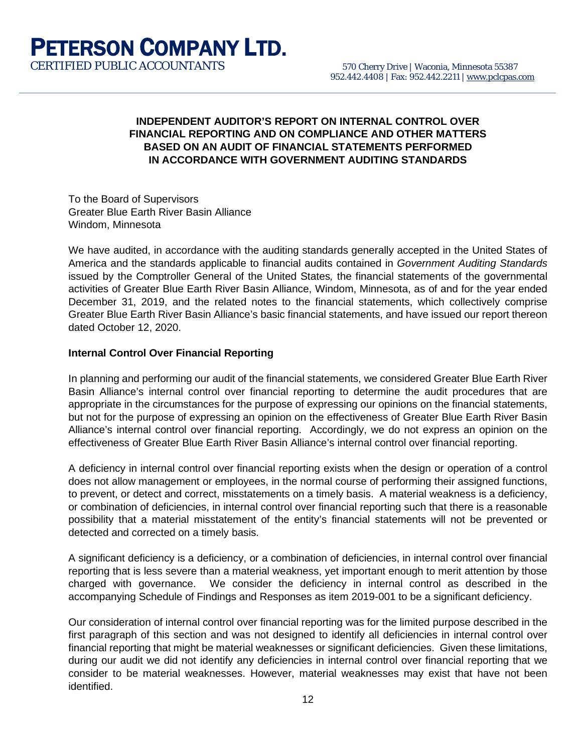**PETERSON COMPANY LTD.**
CERTIFIED PUBLIC ACCOUNTANTS

570 Cherry Drive | Waconia, Minnesota 55387
952.442.4408 | Fax: 952.442.2211 | www.pclcpas.com

## INDEPENDENT AUDITOR'S REPORT ON INTERNAL CONTROL OVER FINANCIAL REPORTING AND ON COMPLIANCE AND OTHER MATTERS BASED ON AN AUDIT OF FINANCIAL STATEMENTS PERFORMED IN ACCORDANCE WITH GOVERNMENT AUDITING STANDARDS

To the Board of Supervisors
Greater Blue Earth River Basin Alliance
Windom, Minnesota

We have audited, in accordance with the auditing standards generally accepted in the United States of America and the standards applicable to financial audits contained in *Government Auditing Standards* issued by the Comptroller General of the United States*,* the financial statements of the governmental activities of Greater Blue Earth River Basin Alliance, Windom, Minnesota, as of and for the year ended December 31, 2019, and the related notes to the financial statements, which collectively comprise Greater Blue Earth River Basin Alliance's basic financial statements, and have issued our report thereon dated October 12, 2020.

**Internal Control Over Financial Reporting**

In planning and performing our audit of the financial statements, we considered Greater Blue Earth River Basin Alliance's internal control over financial reporting to determine the audit procedures that are appropriate in the circumstances for the purpose of expressing our opinions on the financial statements, but not for the purpose of expressing an opinion on the effectiveness of Greater Blue Earth River Basin Alliance's internal control over financial reporting. Accordingly, we do not express an opinion on the effectiveness of Greater Blue Earth River Basin Alliance's internal control over financial reporting.

A deficiency in internal control over financial reporting exists when the design or operation of a control does not allow management or employees, in the normal course of performing their assigned functions, to prevent, or detect and correct, misstatements on a timely basis. A material weakness is a deficiency, or combination of deficiencies, in internal control over financial reporting such that there is a reasonable possibility that a material misstatement of the entity's financial statements will not be prevented or detected and corrected on a timely basis.

A significant deficiency is a deficiency, or a combination of deficiencies, in internal control over financial reporting that is less severe than a material weakness, yet important enough to merit attention by those charged with governance. We consider the deficiency in internal control as described in the accompanying Schedule of Findings and Responses as item 2019-001 to be a significant deficiency.

Our consideration of internal control over financial reporting was for the limited purpose described in the first paragraph of this section and was not designed to identify all deficiencies in internal control over financial reporting that might be material weaknesses or significant deficiencies. Given these limitations, during our audit we did not identify any deficiencies in internal control over financial reporting that we consider to be material weaknesses. However, material weaknesses may exist that have not been identified.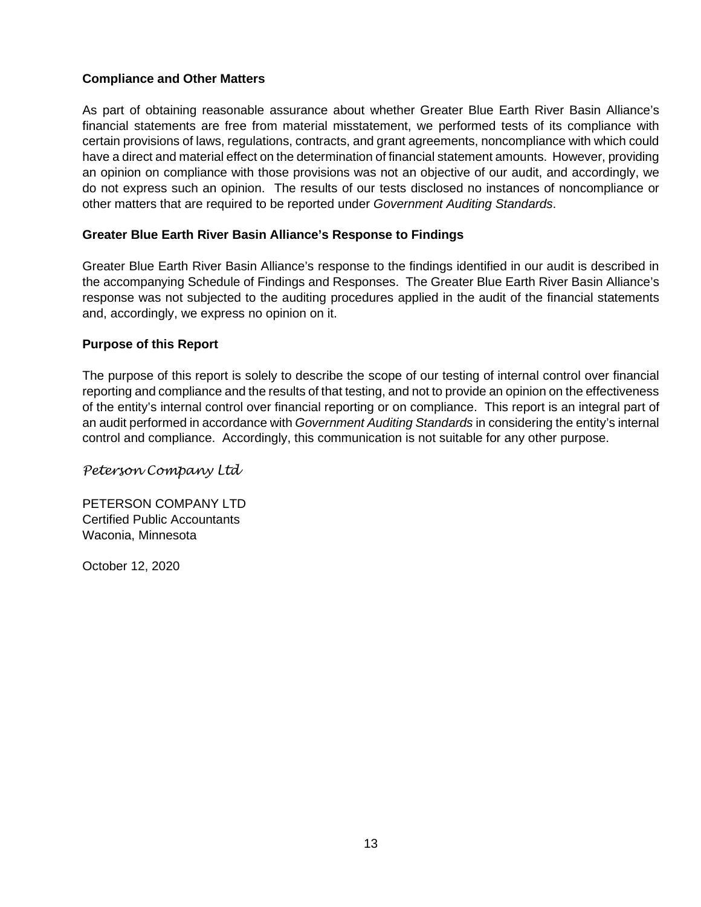**Compliance and Other Matters**

As part of obtaining reasonable assurance about whether Greater Blue Earth River Basin Alliance's financial statements are free from material misstatement, we performed tests of its compliance with certain provisions of laws, regulations, contracts, and grant agreements, noncompliance with which could have a direct and material effect on the determination of financial statement amounts. However, providing an opinion on compliance with those provisions was not an objective of our audit, and accordingly, we do not express such an opinion. The results of our tests disclosed no instances of noncompliance or other matters that are required to be reported under *Government Auditing Standards*.

**Greater Blue Earth River Basin Alliance's Response to Findings**

Greater Blue Earth River Basin Alliance's response to the findings identified in our audit is described in the accompanying Schedule of Findings and Responses. The Greater Blue Earth River Basin Alliance's response was not subjected to the auditing procedures applied in the audit of the financial statements and, accordingly, we express no opinion on it.

**Purpose of this Report**

The purpose of this report is solely to describe the scope of our testing of internal control over financial reporting and compliance and the results of that testing, and not to provide an opinion on the effectiveness of the entity's internal control over financial reporting or on compliance. This report is an integral part of an audit performed in accordance with *Government Auditing Standards* in considering the entity's internal control and compliance. Accordingly, this communication is not suitable for any other purpose.

*Peterson Company Ltd*

PETERSON COMPANY LTD
Certified Public Accountants
Waconia, Minnesota

October 12, 2020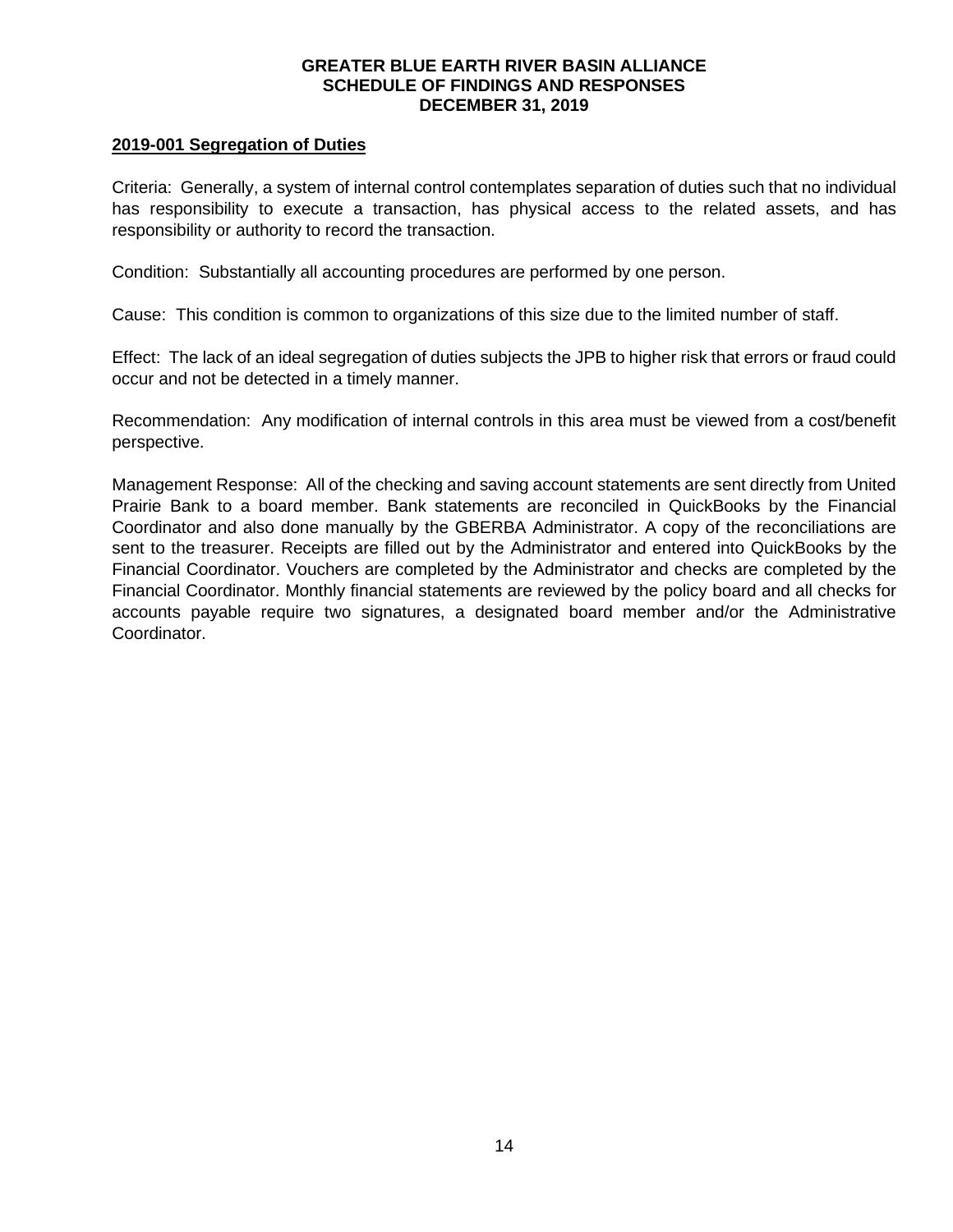# GREATER BLUE EARTH RIVER BASIN ALLIANCE
## SCHEDULE OF FINDINGS AND RESPONSES
## DECEMBER 31, 2019

**2019-001 Segregation of Duties**

Criteria: Generally, a system of internal control contemplates separation of duties such that no individual has responsibility to execute a transaction, has physical access to the related assets, and has responsibility or authority to record the transaction.

Condition: Substantially all accounting procedures are performed by one person.

Cause: This condition is common to organizations of this size due to the limited number of staff.

Effect: The lack of an ideal segregation of duties subjects the JPB to higher risk that errors or fraud could occur and not be detected in a timely manner.

Recommendation: Any modification of internal controls in this area must be viewed from a cost/benefit perspective.

Management Response: All of the checking and saving account statements are sent directly from United Prairie Bank to a board member. Bank statements are reconciled in QuickBooks by the Financial Coordinator and also done manually by the GBERBA Administrator. A copy of the reconciliations are sent to the treasurer. Receipts are filled out by the Administrator and entered into QuickBooks by the Financial Coordinator. Vouchers are completed by the Administrator and checks are completed by the Financial Coordinator. Monthly financial statements are reviewed by the policy board and all checks for accounts payable require two signatures, a designated board member and/or the Administrative Coordinator.